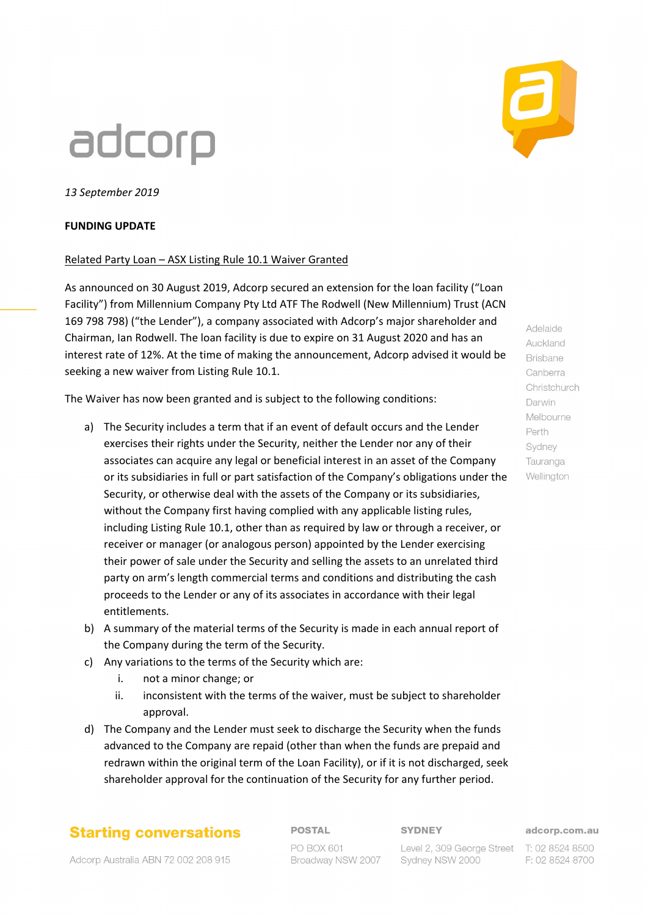adcorp

*13 September 2019*

**FUNDING UPDATE**

Related Party Loan – ASX Listing Rule 10.1 Waiver Granted

As announced on 30 August 2019, Adcorp secured an extension for the loan facility ("Loan Facility") from Millennium Company Pty Ltd ATF The Rodwell (New Millennium) Trust (ACN 169 798 798) ("the Lender"), a company associated with Adcorp's major shareholder and Chairman, Ian Rodwell. The loan facility is due to expire on 31 August 2020 and has an interest rate of 12%. At the time of making the announcement, Adcorp advised it would be seeking a new waiver from Listing Rule 10.1.

The Waiver has now been granted and is subject to the following conditions:

a) The Security includes a term that if an event of default occurs and the Lender exercises their rights under the Security, neither the Lender nor any of their associates can acquire any legal or beneficial interest in an asset of the Company or its subsidiaries in full or part satisfaction of the Company's obligations under the Security, or otherwise deal with the assets of the Company or its subsidiaries, without the Company first having complied with any applicable listing rules, including Listing Rule 10.1, other than as required by law or through a receiver, or receiver or manager (or analogous person) appointed by the Lender exercising their power of sale under the Security and selling the assets to an unrelated third party on arm's length commercial terms and conditions and distributing the cash proceeds to the Lender or any of its associates in accordance with their legal entitlements.

b) A summary of the material terms of the Security is made in each annual report of the Company during the term of the Security.

c) Any variations to the terms of the Security which are:
   i. not a minor change; or
   ii. inconsistent with the terms of the waiver, must be subject to shareholder approval.

d) The Company and the Lender must seek to discharge the Security when the funds advanced to the Company are repaid (other than when the funds are prepaid and redrawn within the original term of the Loan Facility), or if it is not discharged, seek shareholder approval for the continuation of the Security for any further period.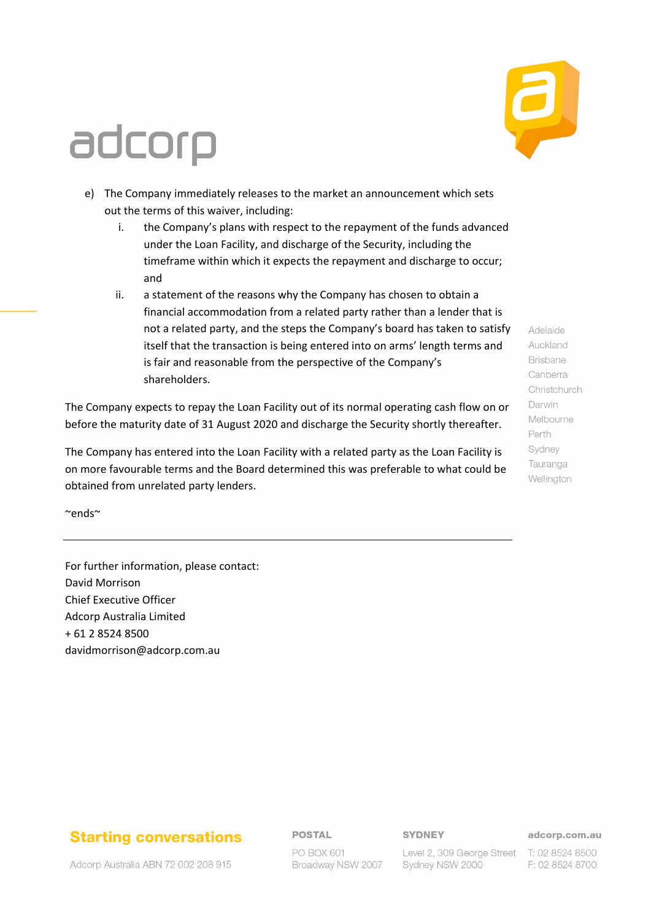e) The Company immediately releases to the market an announcement which sets out the terms of this waiver, including:

    i. the Company's plans with respect to the repayment of the funds advanced under the Loan Facility, and discharge of the Security, including the timeframe within which it expects the repayment and discharge to occur; and

    ii. a statement of the reasons why the Company has chosen to obtain a financial accommodation from a related party rather than a lender that is not a related party, and the steps the Company's board has taken to satisfy itself that the transaction is being entered into on arms' length terms and is fair and reasonable from the perspective of the Company's shareholders.

The Company expects to repay the Loan Facility out of its normal operating cash flow on or before the maturity date of 31 August 2020 and discharge the Security shortly thereafter.

The Company has entered into the Loan Facility with a related party as the Loan Facility is on more favourable terms and the Board determined this was preferable to what could be obtained from unrelated party lenders.

~ends~

---

For further information, please contact:
David Morrison
Chief Executive Officer
Adcorp Australia Limited
+ 61 2 8524 8500
davidmorrison@adcorp.com.au